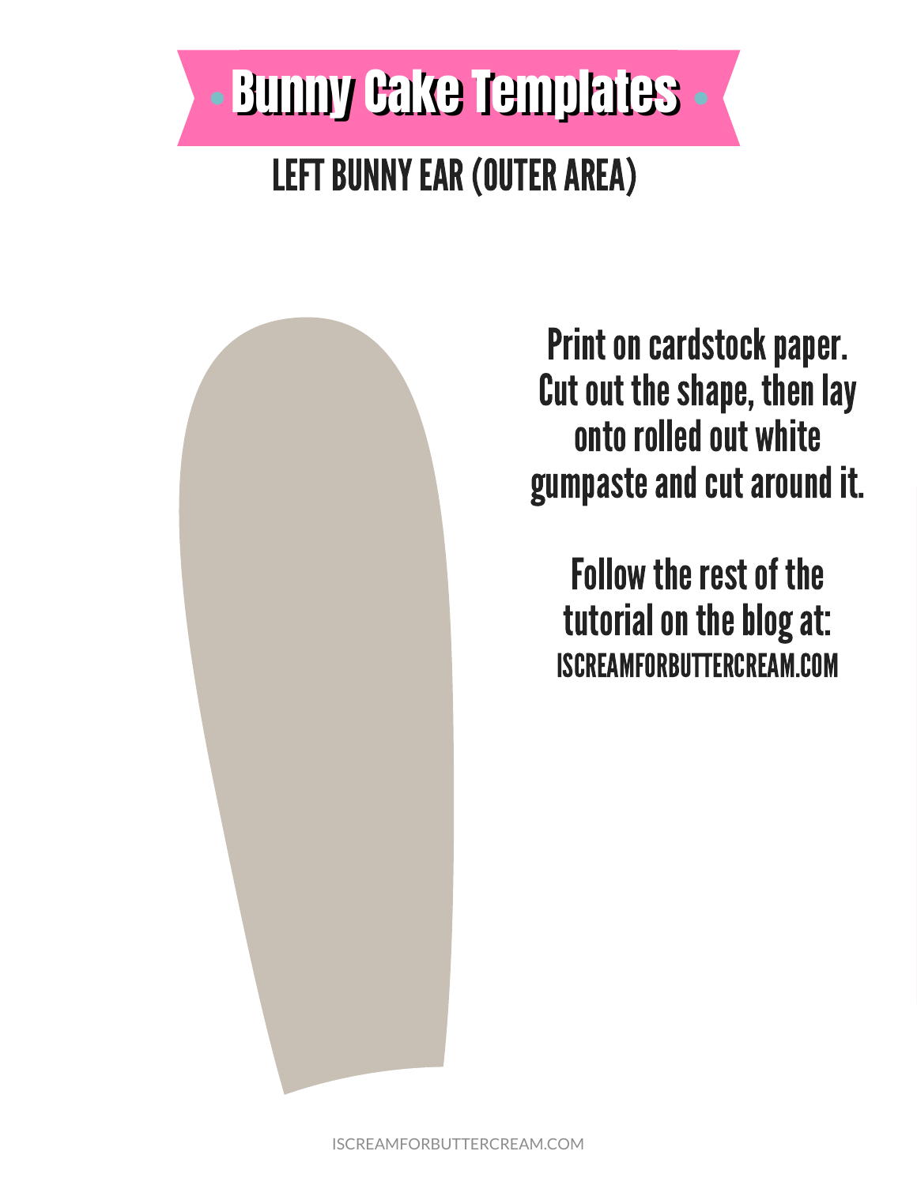# Bunny Cake Templates

## LEFT BUNNY EAR (OUTER AREA)

Print on cardstock paper. Cut out the shape, then lay onto rolled out white gumpaste and cut around it.

Follow the rest of the tutorial on the blog at:
ISCREAMFORBUTTERCREAM.COM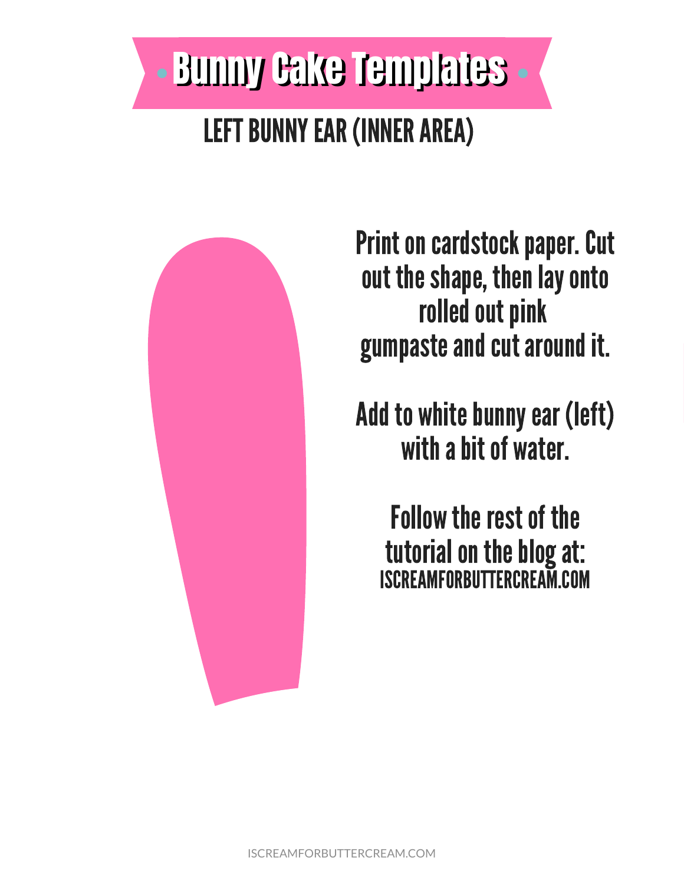# Bunny Cake Templates

## LEFT BUNNY EAR (INNER AREA)

Print on cardstock paper. Cut out the shape, then lay onto rolled out pink gumpaste and cut around it.

Add to white bunny ear (left) with a bit of water.

Follow the rest of the tutorial on the blog at:
ISCREAMFORBUTTERCREAM.COM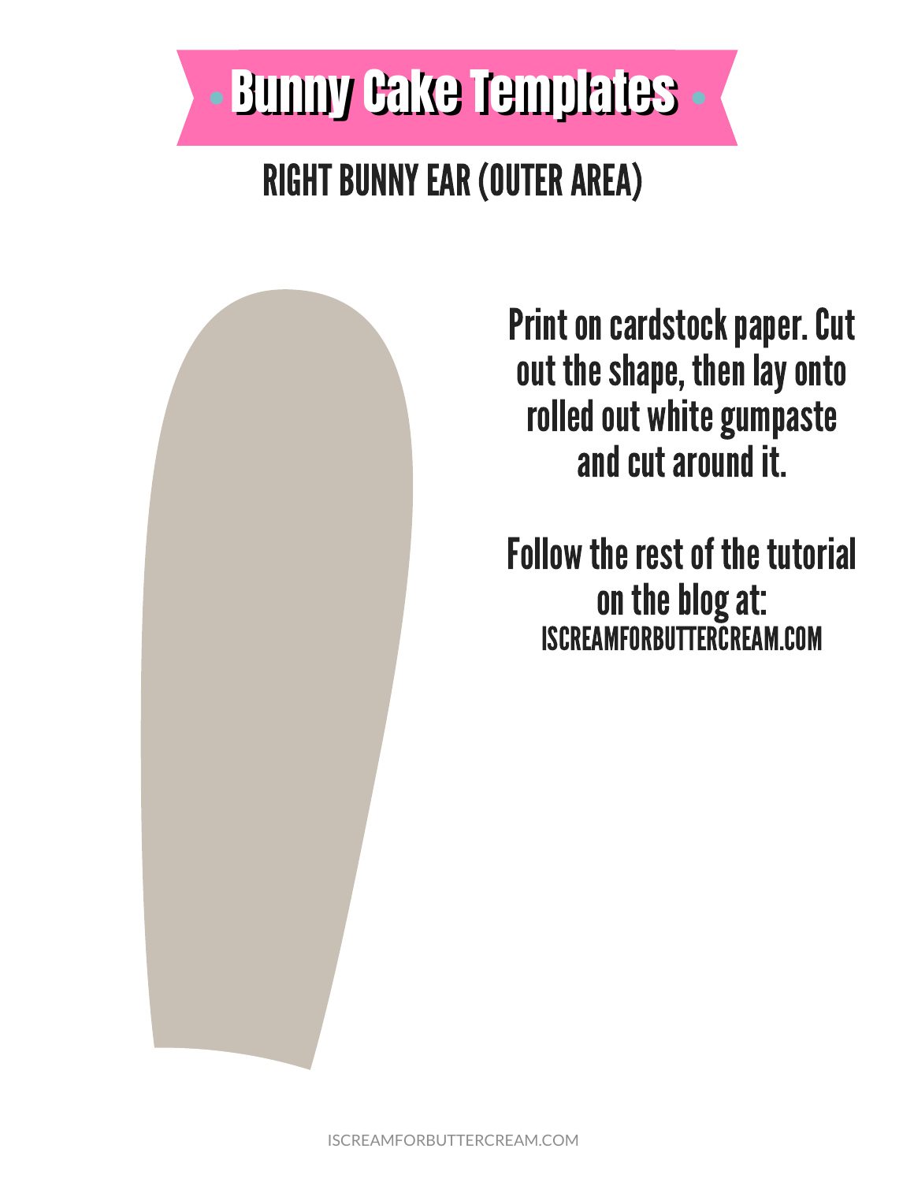# Bunny Cake Templates

## RIGHT BUNNY EAR (OUTER AREA)

Print on cardstock paper. Cut out the shape, then lay onto rolled out white gumpaste and cut around it.

Follow the rest of the tutorial on the blog at:
ISCREAMFORBUTTERCREAM.COM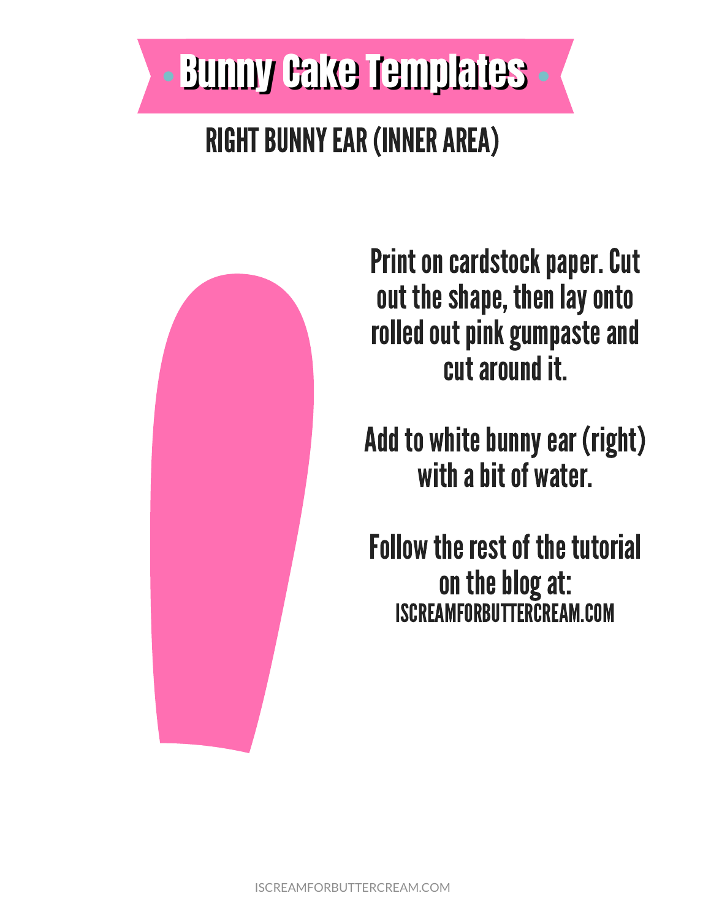# Bunny Cake Templates

## RIGHT BUNNY EAR (INNER AREA)

Print on cardstock paper. Cut out the shape, then lay onto rolled out pink gumpaste and cut around it.

Add to white bunny ear (right) with a bit of water.

Follow the rest of the tutorial on the blog at:
ISCREAMFORBUTTERCREAM.COM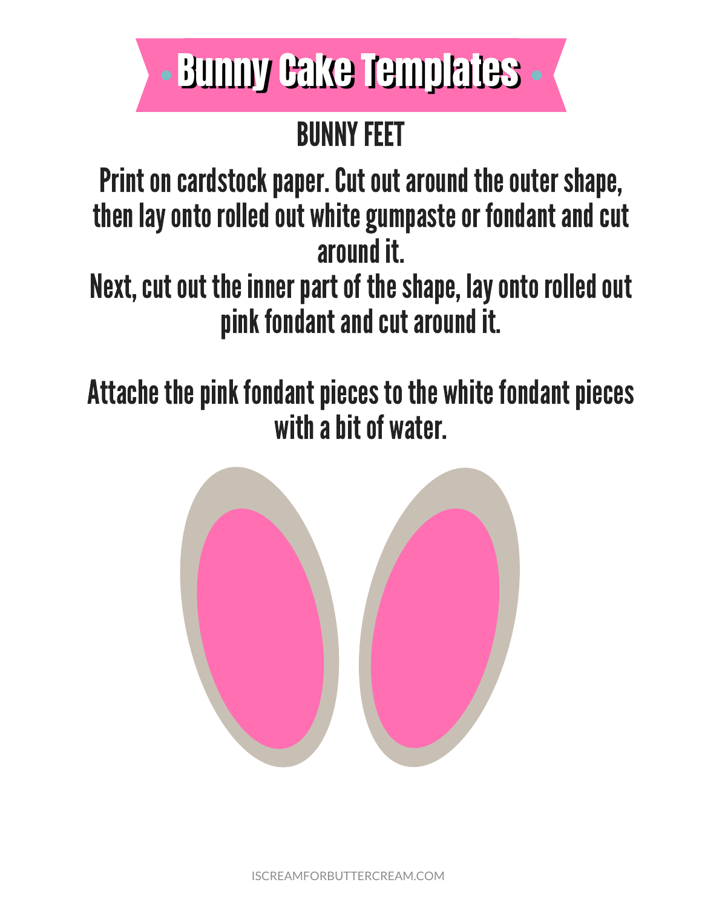# Bunny Cake Templates

## BUNNY FEET

Print on cardstock paper. Cut out around the outer shape, then lay onto rolled out white gumpaste or fondant and cut around it.
Next, cut out the inner part of the shape, lay onto rolled out pink fondant and cut around it.

Attache the pink fondant pieces to the white fondant pieces with a bit of water.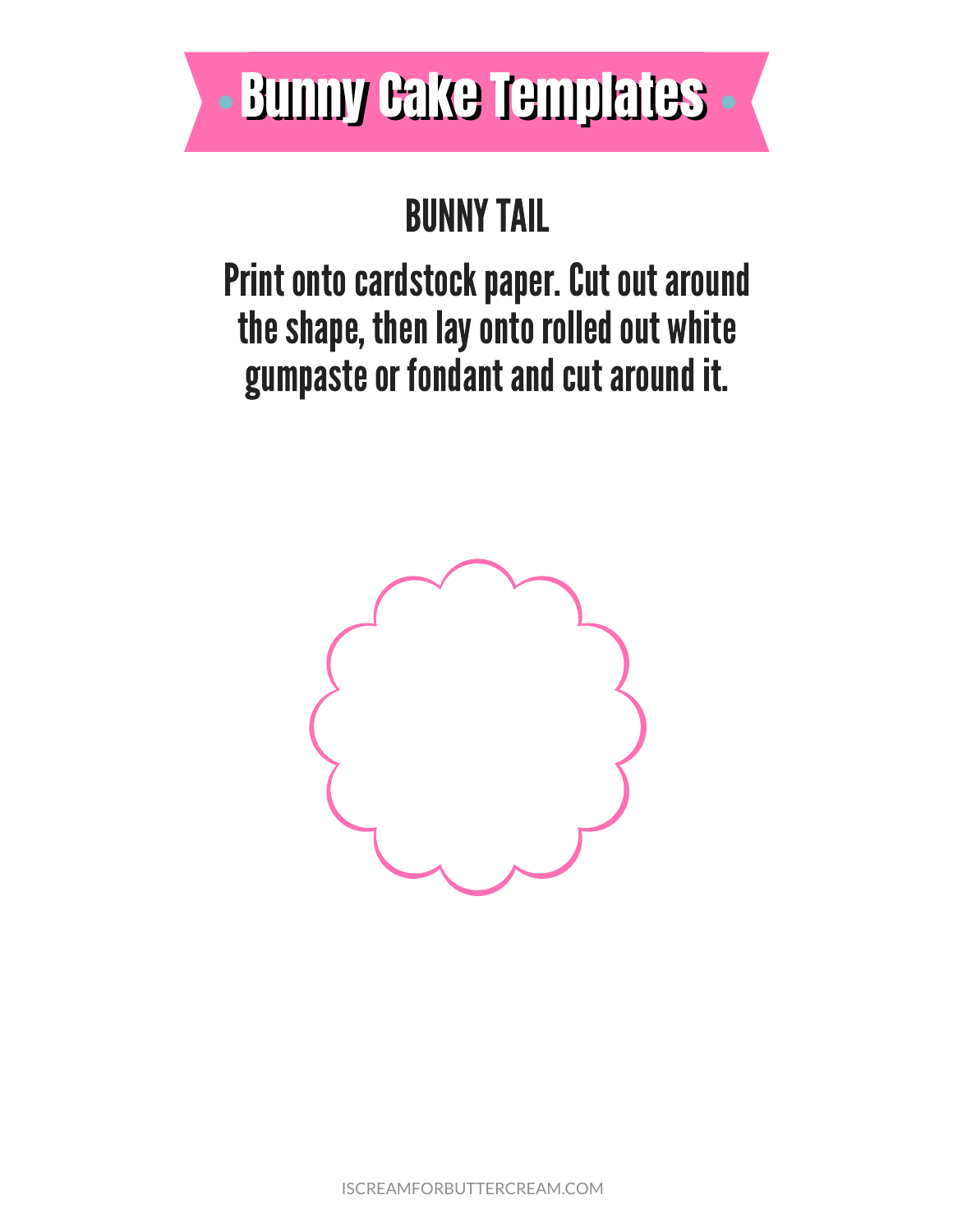# Bunny Cake Templates

## BUNNY TAIL

Print onto cardstock paper. Cut out around the shape, then lay onto rolled out white gumpaste or fondant and cut around it.